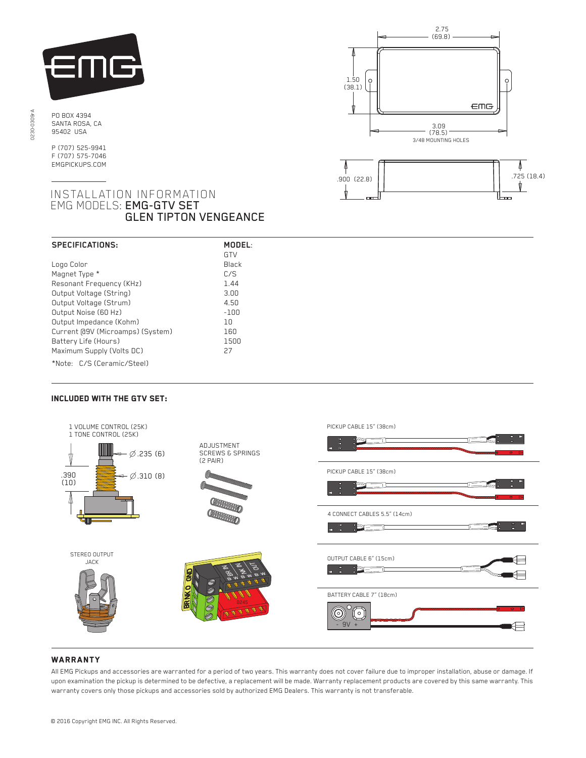PO BOX 4394
SANTA ROSA, CA
95402 USA

P (707) 525-9941
F (707) 575-7046
EMGPICKUPS.COM

2.75
(69.8)
1.50
(38.1)
3.09
(78.5)
3/48 MOUNTING HOLES
.900 (22.8)
.725 (18.4)

# INSTALLATION INFORMATION
## EMG MODELS: EMG-GTV SET
## GLEN TIPTON VENGEANCE

| **SPECIFICATIONS:** | **MODEL:** |
|---|---|
| | GTV |
| Logo Color | Black |
| Magnet Type * | C/S |
| Resonant Frequency (KHz) | 1.44 |
| Output Voltage (String) | 3.00 |
| Output Voltage (Strum) | 4.50 |
| Output Noise (60 Hz) | -100 |
| Output Impedance (Kohm) | 10 |
| Current @9V (Microamps) (System) | 160 |
| Battery Life (Hours) | 1500 |
| Maximum Supply (Volts DC) | 27 |

*Note: C/S (Ceramic/Steel)

### INCLUDED WITH THE GTV SET:

1 VOLUME CONTROL (25K)
1 TONE CONTROL (25K)

Ø.235 (6)
Ø.310 (8)
.390
(10)

ADJUSTMENT
SCREWS & SPRINGS
(2 PAIR)

PICKUP CABLE 15" (38cm)

PICKUP CABLE 15" (38cm)

4 CONNECT CABLES 5.5" (14cm)

STEREO OUTPUT
JACK

OUTPUT CABLE 6" (15cm)

BATTERY CABLE 7" (18cm)

- 9V +

### WARRANTY

All EMG Pickups and accessories are warranted for a period of two years. This warranty does not cover failure due to improper installation, abuse or damage. If upon examination the pickup is determined to be defective, a replacement will be made. Warranty replacement products are covered by this same warranty. This warranty covers only those pickups and accessories sold by authorized EMG Dealers. This warranty is not transferable.

© 2016 Copyright EMG INC. All Rights Reserved.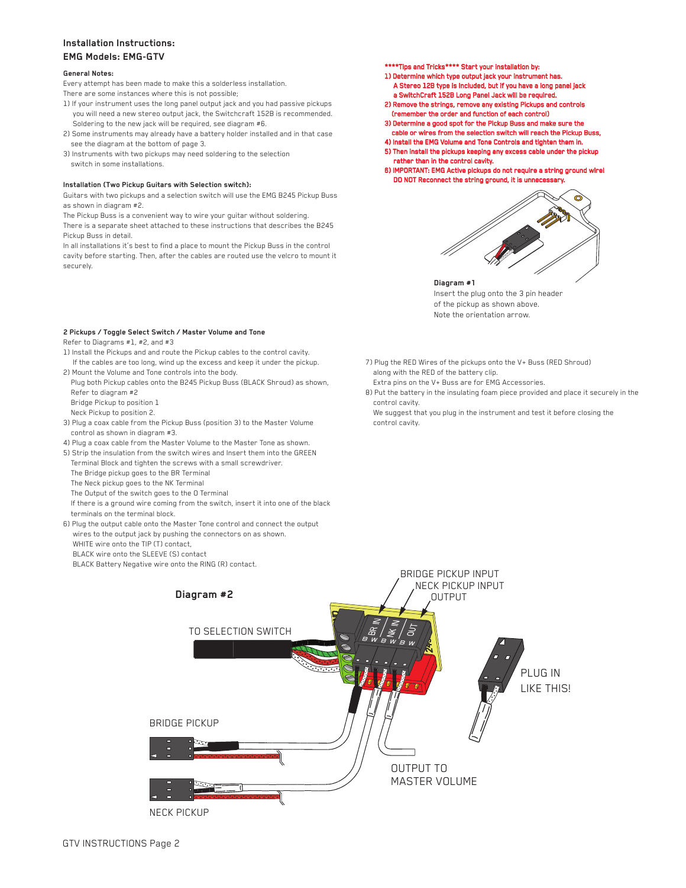### Installation Instructions:
### EMG Models: EMG-GTV

**General Notes:**

Every attempt has been made to make this a solderless installation.
There are some instances where this is not possible;

1) If your instrument uses the long panel output jack and you had passive pickups you will need a new stereo output jack, the Switchcraft 152B is recommended. Soldering to the new jack will be required, see diagram #6.
2) Some instruments may already have a battery holder installed and in that case see the diagram at the bottom of page 3.
3) Instruments with two pickups may need soldering to the selection switch in some installations.

**Installation (Two Pickup Guitars with Selection switch):**

Guitars with two pickups and a selection switch will use the EMG B245 Pickup Buss as shown in diagram #2.
The Pickup Buss is a convenient way to wire your guitar without soldering.
There is a separate sheet attached to these instructions that describes the B245 Pickup Buss in detail.
In all installations it's best to find a place to mount the Pickup Buss in the control cavity before starting. Then, after the cables are routed use the velcro to mount it securely.

**\*\*\*\*Tips and Tricks\*\*\*\* Start your installation by:**

1) Determine which type output jack your instrument has.
   A Stereo 12B type is included, but if you have a long panel jack a SwitchCraft 152B Long Panel Jack will be required.
2) Remove the strings, remove any existing Pickups and controls (remember the order and function of each control)
3) Determine a good spot for the Pickup Buss and make sure the cable or wires from the selection switch will reach the Pickup Buss,
4) Install the EMG Volume and Tone Controls and tighten them in.
5) Then install the pickups keeping any excess cable under the pickup rather than in the control cavity.
6) IMPORTANT: EMG Active pickups do not require a string ground wire! DO NOT Reconnect the string ground, it is unnecessary.

**Diagram #1**
Insert the plug onto the 3 pin header of the pickup as shown above.
Note the orientation arrow.

**2 Pickups / Toggle Select Switch / Master Volume and Tone**

Refer to Diagrams #1, #2, and #3

1) Install the Pickups and and route the Pickup cables to the control cavity.
   If the cables are too long, wind up the excess and keep it under the pickup.
2) Mount the Volume and Tone controls into the body.
   Plug both Pickup cables onto the B245 Pickup Buss (BLACK Shroud) as shown,
   Refer to diagram #2
   Bridge Pickup to position 1
   Neck Pickup to position 2.
3) Plug a coax cable from the Pickup Buss (position 3) to the Master Volume control as shown in diagram #3.
4) Plug a coax cable from the Master Volume to the Master Tone as shown.
5) Strip the insulation from the switch wires and Insert them into the GREEN Terminal Block and tighten the screws with a small screwdriver.
   The Bridge pickup goes to the BR Terminal
   The Neck pickup goes to the NK Terminal
   The Output of the switch goes to the O Terminal
   If there is a ground wire coming from the switch, insert it into one of the black terminals on the terminal block.
6) Plug the output cable onto the Master Tone control and connect the output wires to the output jack by pushing the connectors on as shown.
   WHITE wire onto the TIP (T) contact,
   BLACK wire onto the SLEEVE (S) contact
   BLACK Battery Negative wire onto the RING (R) contact.
7) Plug the RED Wires of the pickups onto the V+ Buss (RED Shroud) along with the RED of the battery clip.
   Extra pins on the V+ Buss are for EMG Accessories.
8) Put the battery in the insulating foam piece provided and place it securely in the control cavity.
   We suggest that you plug in the instrument and test it before closing the control cavity.

**Diagram #2**

TO SELECTION SWITCH

BRIDGE PICKUP INPUT

NECK PICKUP INPUT

OUTPUT

BR IN

NK IN

OUT

B W B W B W

PLUG IN LIKE THIS!

BRIDGE PICKUP

NECK PICKUP

OUTPUT TO MASTER VOLUME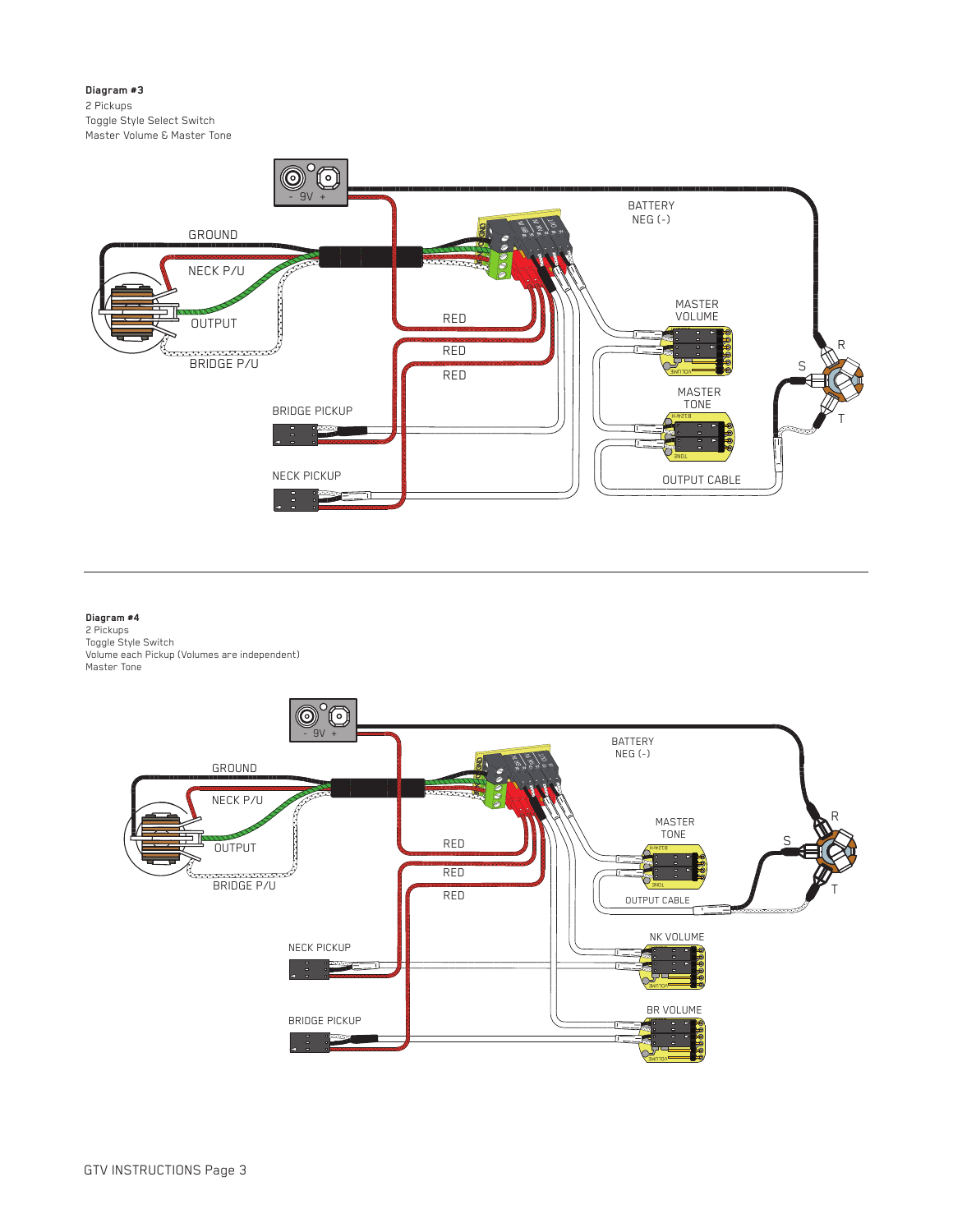**Diagram #3**

2 Pickups

Toggle Style Select Switch

Master Volume & Master Tone

- 9V +

BATTERY NEG (-)

GROUND

NECK P/U

OUTPUT

BRIDGE P/U

RED

RED

RED

MASTER VOLUME

MASTER TONE

R

S

T

BRIDGE PICKUP

NECK PICKUP

OUTPUT CABLE

---

**Diagram #4**

2 Pickups

Toggle Style Switch

Volume each Pickup (Volumes are independent)

Master Tone

- 9V +

BATTERY NEG (-)

GROUND

NECK P/U

OUTPUT

BRIDGE P/U

RED

RED

RED

MASTER TONE

R

S

T

OUTPUT CABLE

NK VOLUME

BR VOLUME

NECK PICKUP

BRIDGE PICKUP

GTV INSTRUCTIONS Page 3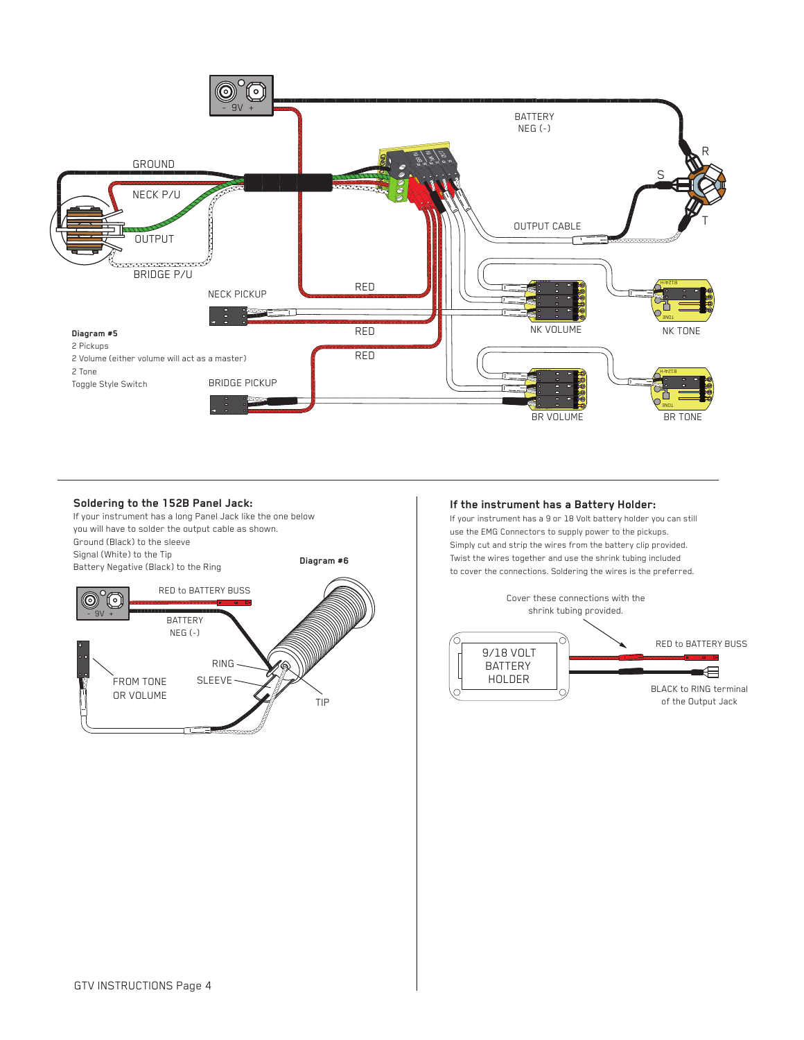- 9V +

GROUND

NECK P/U

OUTPUT

BRIDGE P/U

BATTERY
NEG (-)

R

S

T

OUTPUT CABLE

RED

NECK PICKUP

RED

RED

BRIDGE PICKUP

NK VOLUME

NK TONE

BR VOLUME

BR TONE

**Diagram #5**
2 Pickups
2 Volume (either volume will act as a master)
2 Tone
Toggle Style Switch

### Soldering to the 152B Panel Jack:

If your instrument has a long Panel Jack like the one below you will have to solder the output cable as shown.
Ground (Black) to the sleeve
Signal (White) to the Tip
Battery Negative (Black) to the Ring

**Diagram #6**

- 9V +

RED to BATTERY BUSS

BATTERY
NEG (-)

RING

SLEEVE

TIP

FROM TONE
OR VOLUME

### If the instrument has a Battery Holder:

If your instrument has a 9 or 18 Volt battery holder you can still use the EMG Connectors to supply power to the pickups. Simply cut and strip the wires from the battery clip provided. Twist the wires together and use the shrink tubing included to cover the connections. Soldering the wires is the preferred.

Cover these connections with the shrink tubing provided.

9/18 VOLT
BATTERY
HOLDER

RED to BATTERY BUSS

BLACK to RING terminal
of the Output Jack